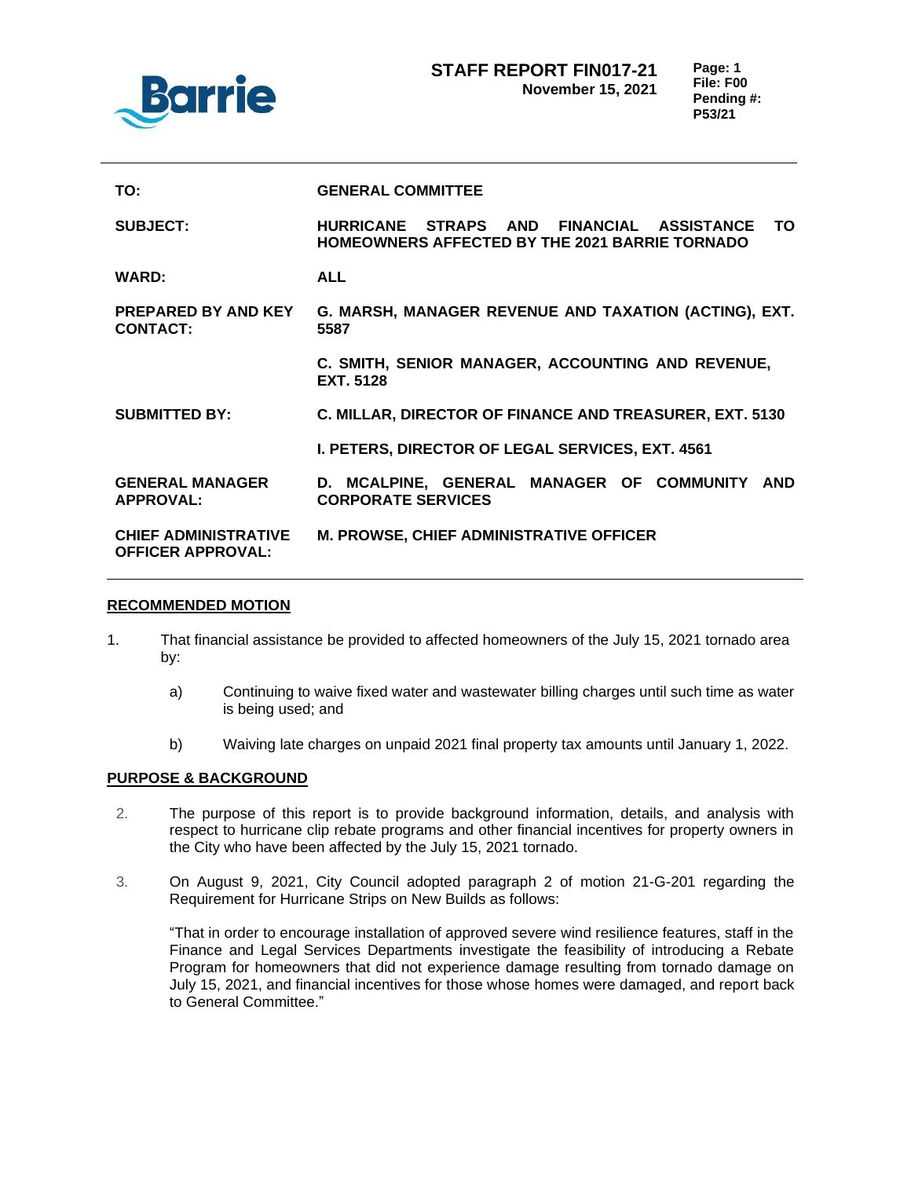**Barrie**

# STAFF REPORT FIN017-21
**November 15, 2021**

**Page: 1**
**File: F00**
**Pending #: P53/21**

---

| | |
|---|---|
| **TO:** | **GENERAL COMMITTEE** |
| **SUBJECT:** | **HURRICANE STRAPS AND FINANCIAL ASSISTANCE TO HOMEOWNERS AFFECTED BY THE 2021 BARRIE TORNADO** |
| **WARD:** | **ALL** |
| **PREPARED BY AND KEY CONTACT:** | **G. MARSH, MANAGER REVENUE AND TAXATION (ACTING), EXT. 5587** |
| | **C. SMITH, SENIOR MANAGER, ACCOUNTING AND REVENUE, EXT. 5128** |
| **SUBMITTED BY:** | **C. MILLAR, DIRECTOR OF FINANCE AND TREASURER, EXT. 5130** |
| | **I. PETERS, DIRECTOR OF LEGAL SERVICES, EXT. 4561** |
| **GENERAL MANAGER APPROVAL:** | **D. MCALPINE, GENERAL MANAGER OF COMMUNITY AND CORPORATE SERVICES** |
| **CHIEF ADMINISTRATIVE OFFICER APPROVAL:** | **M. PROWSE, CHIEF ADMINISTRATIVE OFFICER** |

---

## RECOMMENDED MOTION

1. That financial assistance be provided to affected homeowners of the July 15, 2021 tornado area by:

   a) Continuing to waive fixed water and wastewater billing charges until such time as water is being used; and

   b) Waiving late charges on unpaid 2021 final property tax amounts until January 1, 2022.

## PURPOSE & BACKGROUND

2. The purpose of this report is to provide background information, details, and analysis with respect to hurricane clip rebate programs and other financial incentives for property owners in the City who have been affected by the July 15, 2021 tornado.

3. On August 9, 2021, City Council adopted paragraph 2 of motion 21-G-201 regarding the Requirement for Hurricane Strips on New Builds as follows:

   "That in order to encourage installation of approved severe wind resilience features, staff in the Finance and Legal Services Departments investigate the feasibility of introducing a Rebate Program for homeowners that did not experience damage resulting from tornado damage on July 15, 2021, and financial incentives for those whose homes were damaged, and report back to General Committee."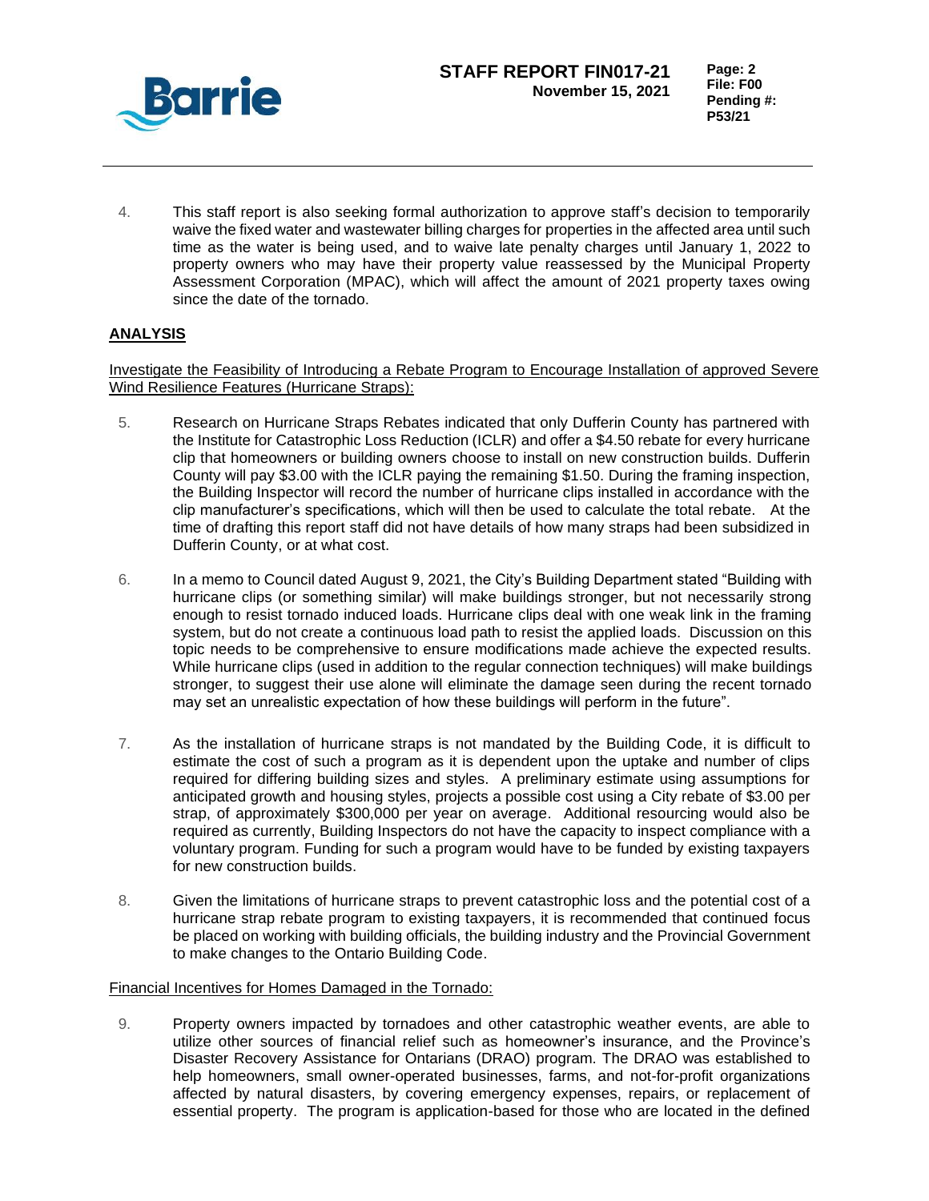4. This staff report is also seeking formal authorization to approve staff's decision to temporarily waive the fixed water and wastewater billing charges for properties in the affected area until such time as the water is being used, and to waive late penalty charges until January 1, 2022 to property owners who may have their property value reassessed by the Municipal Property Assessment Corporation (MPAC), which will affect the amount of 2021 property taxes owing since the date of the tornado.

## ANALYSIS

Investigate the Feasibility of Introducing a Rebate Program to Encourage Installation of approved Severe Wind Resilience Features (Hurricane Straps):

5. Research on Hurricane Straps Rebates indicated that only Dufferin County has partnered with the Institute for Catastrophic Loss Reduction (ICLR) and offer a $4.50 rebate for every hurricane clip that homeowners or building owners choose to install on new construction builds. Dufferin County will pay $3.00 with the ICLR paying the remaining $1.50. During the framing inspection, the Building Inspector will record the number of hurricane clips installed in accordance with the clip manufacturer's specifications, which will then be used to calculate the total rebate. At the time of drafting this report staff did not have details of how many straps had been subsidized in Dufferin County, or at what cost.

6. In a memo to Council dated August 9, 2021, the City's Building Department stated "Building with hurricane clips (or something similar) will make buildings stronger, but not necessarily strong enough to resist tornado induced loads. Hurricane clips deal with one weak link in the framing system, but do not create a continuous load path to resist the applied loads. Discussion on this topic needs to be comprehensive to ensure modifications made achieve the expected results. While hurricane clips (used in addition to the regular connection techniques) will make buildings stronger, to suggest their use alone will eliminate the damage seen during the recent tornado may set an unrealistic expectation of how these buildings will perform in the future".

7. As the installation of hurricane straps is not mandated by the Building Code, it is difficult to estimate the cost of such a program as it is dependent upon the uptake and number of clips required for differing building sizes and styles. A preliminary estimate using assumptions for anticipated growth and housing styles, projects a possible cost using a City rebate of $3.00 per strap, of approximately $300,000 per year on average. Additional resourcing would also be required as currently, Building Inspectors do not have the capacity to inspect compliance with a voluntary program. Funding for such a program would have to be funded by existing taxpayers for new construction builds.

8. Given the limitations of hurricane straps to prevent catastrophic loss and the potential cost of a hurricane strap rebate program to existing taxpayers, it is recommended that continued focus be placed on working with building officials, the building industry and the Provincial Government to make changes to the Ontario Building Code.

Financial Incentives for Homes Damaged in the Tornado:

9. Property owners impacted by tornadoes and other catastrophic weather events, are able to utilize other sources of financial relief such as homeowner's insurance, and the Province's Disaster Recovery Assistance for Ontarians (DRAO) program. The DRAO was established to help homeowners, small owner-operated businesses, farms, and not-for-profit organizations affected by natural disasters, by covering emergency expenses, repairs, or replacement of essential property. The program is application-based for those who are located in the defined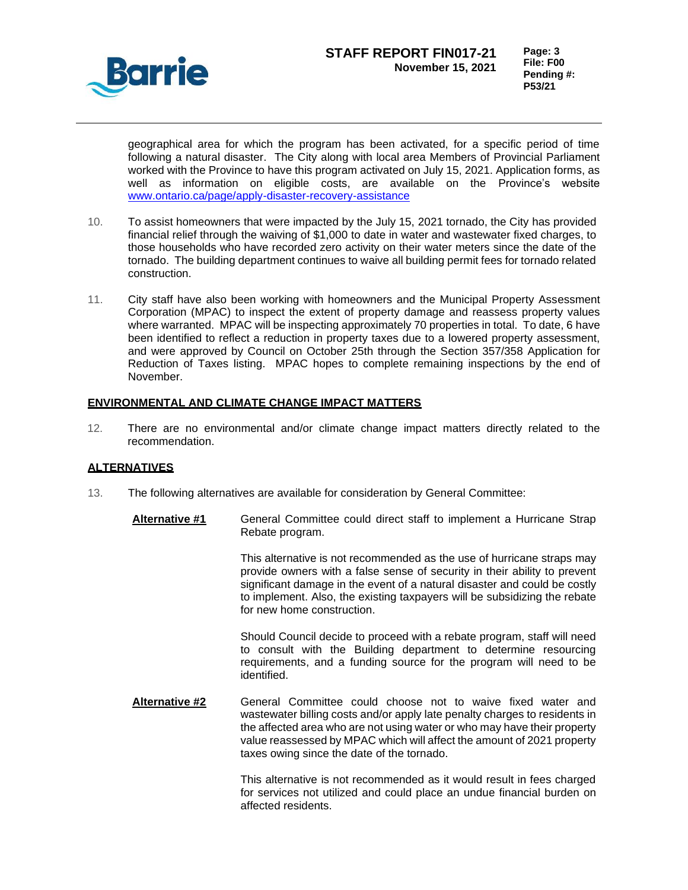geographical area for which the program has been activated, for a specific period of time following a natural disaster. The City along with local area Members of Provincial Parliament worked with the Province to have this program activated on July 15, 2021. Application forms, as well as information on eligible costs, are available on the Province's website [www.ontario.ca/page/apply-disaster-recovery-assistance](www.ontario.ca/page/apply-disaster-recovery-assistance)

10. To assist homeowners that were impacted by the July 15, 2021 tornado, the City has provided financial relief through the waiving of $1,000 to date in water and wastewater fixed charges, to those households who have recorded zero activity on their water meters since the date of the tornado. The building department continues to waive all building permit fees for tornado related construction.

11. City staff have also been working with homeowners and the Municipal Property Assessment Corporation (MPAC) to inspect the extent of property damage and reassess property values where warranted. MPAC will be inspecting approximately 70 properties in total. To date, 6 have been identified to reflect a reduction in property taxes due to a lowered property assessment, and were approved by Council on October 25th through the Section 357/358 Application for Reduction of Taxes listing. MPAC hopes to complete remaining inspections by the end of November.

## ENVIRONMENTAL AND CLIMATE CHANGE IMPACT MATTERS

12. There are no environmental and/or climate change impact matters directly related to the recommendation.

## ALTERNATIVES

13. The following alternatives are available for consideration by General Committee:

**Alternative #1** General Committee could direct staff to implement a Hurricane Strap Rebate program.

This alternative is not recommended as the use of hurricane straps may provide owners with a false sense of security in their ability to prevent significant damage in the event of a natural disaster and could be costly to implement. Also, the existing taxpayers will be subsidizing the rebate for new home construction.

Should Council decide to proceed with a rebate program, staff will need to consult with the Building department to determine resourcing requirements, and a funding source for the program will need to be identified.

**Alternative #2** General Committee could choose not to waive fixed water and wastewater billing costs and/or apply late penalty charges to residents in the affected area who are not using water or who may have their property value reassessed by MPAC which will affect the amount of 2021 property taxes owing since the date of the tornado.

This alternative is not recommended as it would result in fees charged for services not utilized and could place an undue financial burden on affected residents.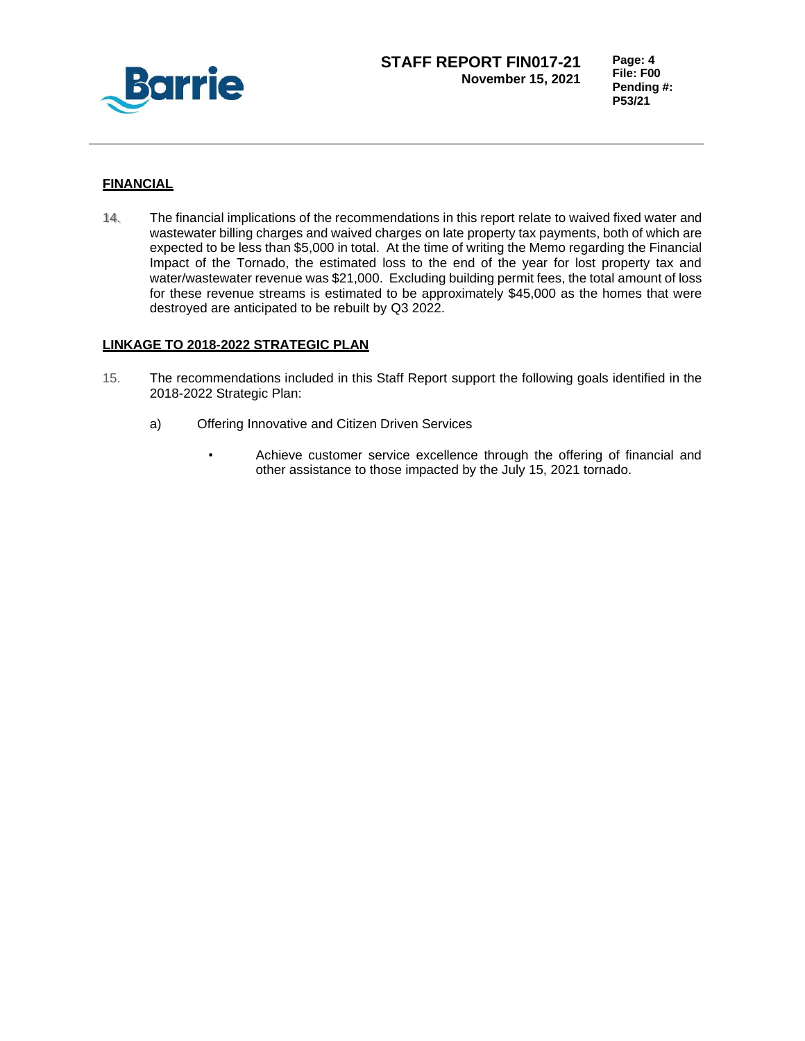## FINANCIAL

14. The financial implications of the recommendations in this report relate to waived fixed water and wastewater billing charges and waived charges on late property tax payments, both of which are expected to be less than $5,000 in total. At the time of writing the Memo regarding the Financial Impact of the Tornado, the estimated loss to the end of the year for lost property tax and water/wastewater revenue was $21,000. Excluding building permit fees, the total amount of loss for these revenue streams is estimated to be approximately $45,000 as the homes that were destroyed are anticipated to be rebuilt by Q3 2022.

## LINKAGE TO 2018-2022 STRATEGIC PLAN

15. The recommendations included in this Staff Report support the following goals identified in the 2018-2022 Strategic Plan:

    a) Offering Innovative and Citizen Driven Services

    - Achieve customer service excellence through the offering of financial and other assistance to those impacted by the July 15, 2021 tornado.